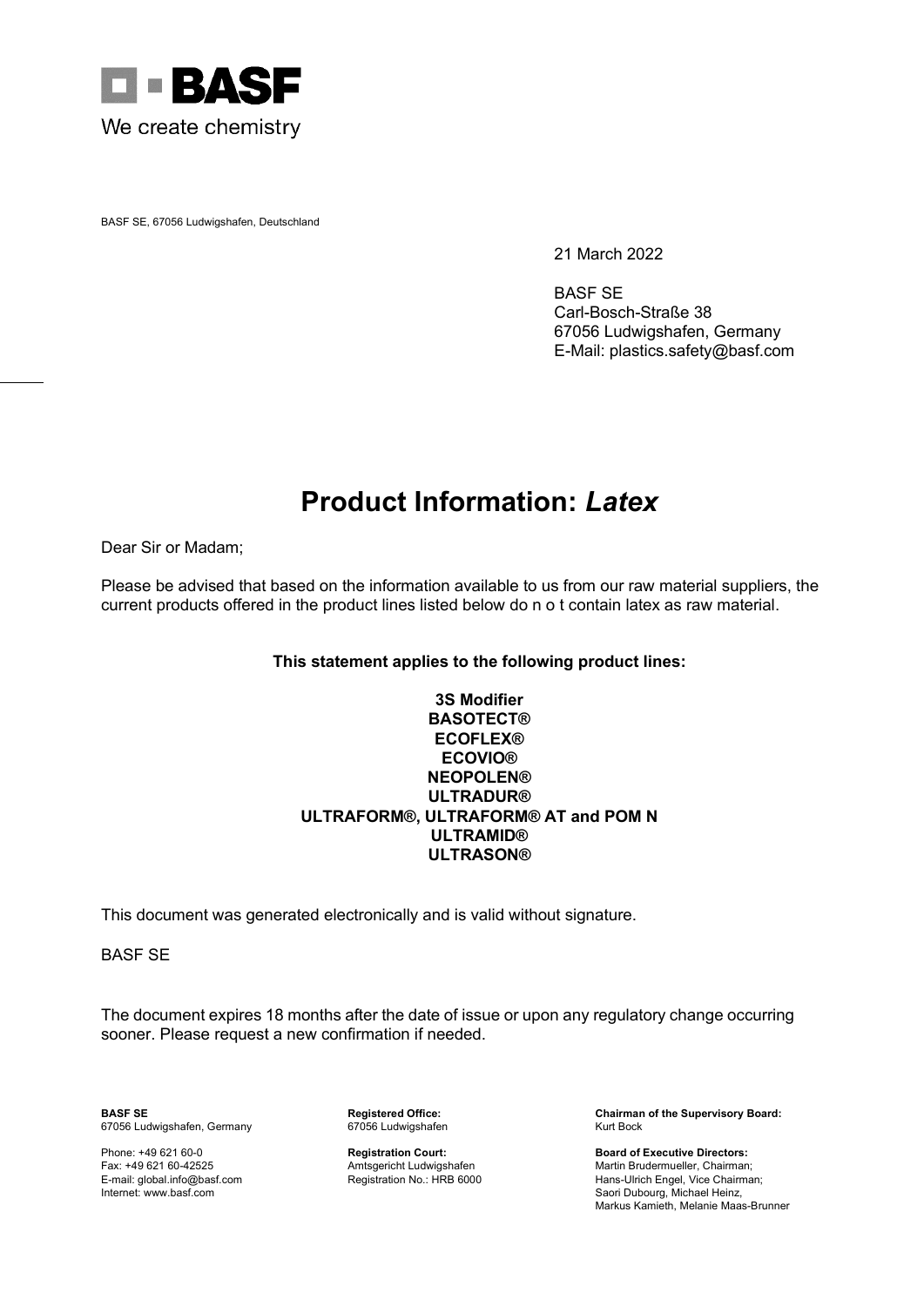BASF

We create chemistry

BASF SE, 67056 Ludwigshafen, Deutschland

21 March 2022

BASF SE
Carl-Bosch-Straße 38
67056 Ludwigshafen, Germany
E-Mail: plastics.safety@basf.com

# Product Information: *Latex*

Dear Sir or Madam;

Please be advised that based on the information available to us from our raw material suppliers, the current products offered in the product lines listed below do n o t contain latex as raw material.

**This statement applies to the following product lines:**

**3S Modifier**
**BASOTECT®**
**ECOFLEX®**
**ECOVIO®**
**NEOPOLEN®**
**ULTRADUR®**
**ULTRAFORM®, ULTRAFORM® AT and POM N**
**ULTRAMID®**
**ULTRASON®**

This document was generated electronically and is valid without signature.

BASF SE

The document expires 18 months after the date of issue or upon any regulatory change occurring sooner. Please request a new confirmation if needed.

**BASF SE**
67056 Ludwigshafen, Germany

Phone: +49 621 60-0
Fax: +49 621 60-42525
E-mail: global.info@basf.com
Internet: www.basf.com

**Registered Office:**
67056 Ludwigshafen

**Registration Court:**
Amtsgericht Ludwigshafen
Registration No.: HRB 6000

**Chairman of the Supervisory Board:**
Kurt Bock

**Board of Executive Directors:**
Martin Brudermueller, Chairman;
Hans-Ulrich Engel, Vice Chairman;
Saori Dubourg, Michael Heinz,
Markus Kamieth, Melanie Maas-Brunner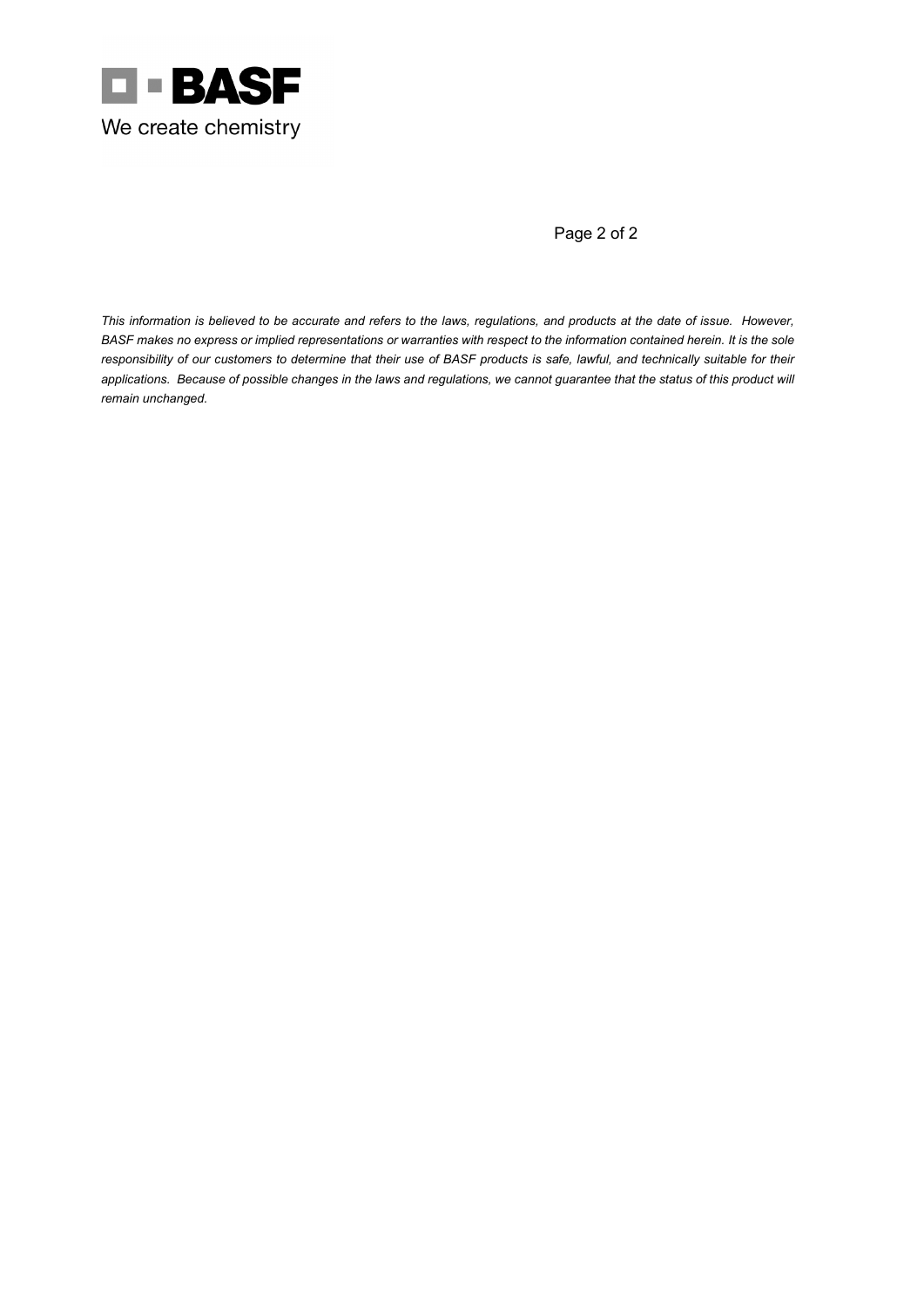*This information is believed to be accurate and refers to the laws, regulations, and products at the date of issue. However, BASF makes no express or implied representations or warranties with respect to the information contained herein. It is the sole responsibility of our customers to determine that their use of BASF products is safe, lawful, and technically suitable for their applications. Because of possible changes in the laws and regulations, we cannot guarantee that the status of this product will remain unchanged.*